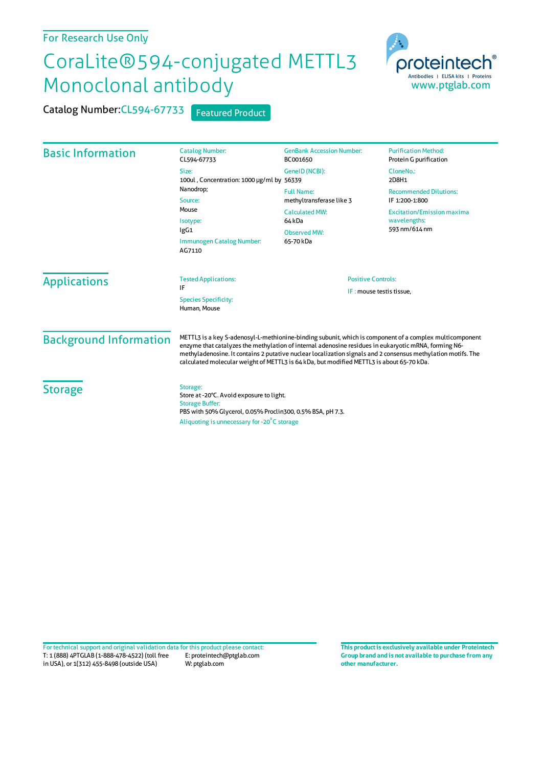For Research Use Only

# CoraLite®594-conjugated METTL3 Monoclonal antibody

**Catalog Number:** CL594-67733 Featured Product

proteintech® Antibodies | ELISA kits | Proteins
www.ptglab.com

## Basic Information

**Catalog Number:**
CL594-67733

**Size:**
100ul , Concentration: 1000 μg/ml by Nanodrop;

**Source:**
Mouse

**Isotype:**
IgG1

**Immunogen Catalog Number:**
AG7110

**GenBank Accession Number:**
BC001650

**GeneID (NCBI):**
56339

**Full Name:**
methyltransferase like 3

**Calculated MW:**
64 kDa

**Observed MW:**
65-70 kDa

**Purification Method:**
Protein G purification

**CloneNo.:**
2D8H1

**Recommended Dilutions:**
IF 1:200-1:800

**Excitation/Emission maxima wavelengths:**
593 nm/614 nm

## Applications

**Tested Applications:**
IF

**Species Specificity:**
Human, Mouse

**Positive Controls:**
IF : mouse testis tissue,

## Background Information

METTL3 is a key S-adenosyl-L-methionine-binding subunit, which is component of a complex multicomponent enzyme that catalyzes the methylation of internal adenosine residues in eukaryotic mRNA, forming N6-methyladenosine. It contains 2 putative nuclear localization signals and 2 consensus methylation motifs. The calculated molecular weight of METTL3 is 64 kDa, but modified METTL3 is about 65-70 kDa.

## Storage

**Storage:**
Store at -20°C. Avoid exposure to light.

**Storage Buffer:**
PBS with 50% Glycerol, 0.05% Proclin300, 0.5% BSA, pH 7.3.

Aliquoting is unnecessary for -20°C storage

For technical support and original validation data for this product please contact:
T: 1 (888) 4PTGLAB (1-888-478-4522) (toll free in USA), or 1(312) 455-8498 (outside USA)
E: proteintech@ptglab.com
W: ptglab.com

**This product is exclusively available under Proteintech Group brand and is not available to purchase from any other manufacturer.**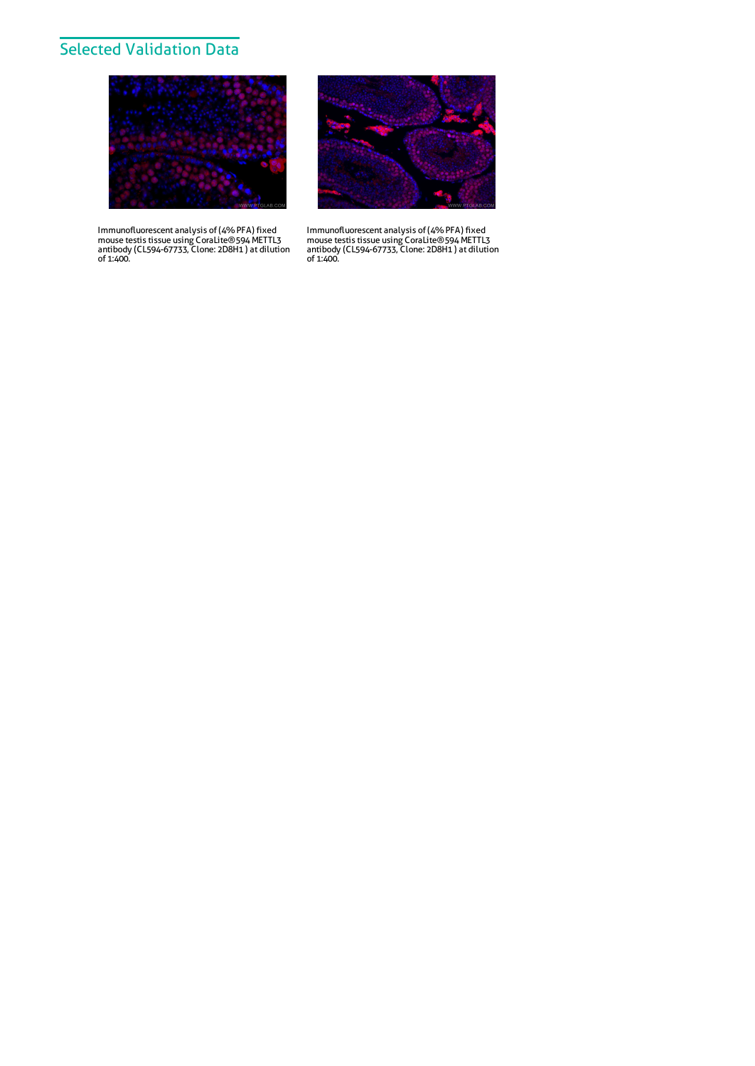## Selected Validation Data

Immunofluorescent analysis of (4% PFA) fixed mouse testis tissue using CoraLite®594 METTL3 antibody (CL594-67733, Clone: 2D8H1 ) at dilution of 1:400.

Immunofluorescent analysis of (4% PFA) fixed mouse testis tissue using CoraLite®594 METTL3 antibody (CL594-67733, Clone: 2D8H1 ) at dilution of 1:400.